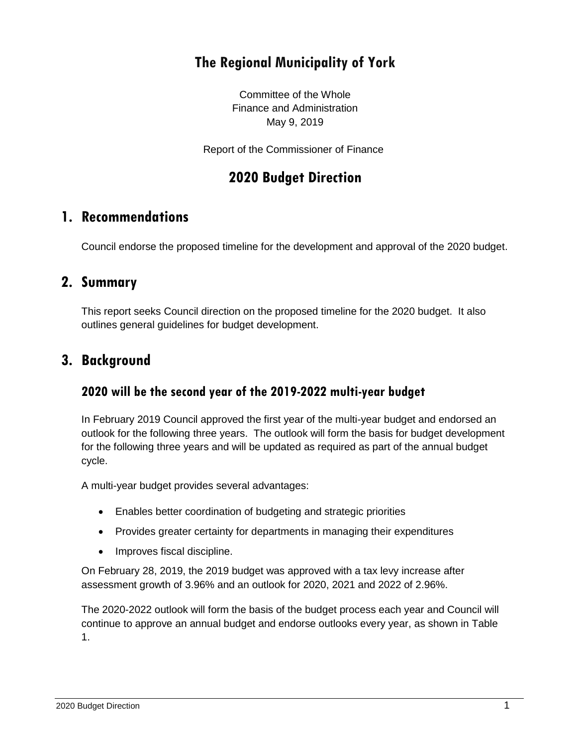# The Regional Municipality of York

Committee of the Whole
Finance and Administration
May 9, 2019

Report of the Commissioner of Finance

# 2020 Budget Direction

## 1. Recommendations

Council endorse the proposed timeline for the development and approval of the 2020 budget.

## 2. Summary

This report seeks Council direction on the proposed timeline for the 2020 budget. It also outlines general guidelines for budget development.

## 3. Background

### 2020 will be the second year of the 2019-2022 multi-year budget

In February 2019 Council approved the first year of the multi-year budget and endorsed an outlook for the following three years. The outlook will form the basis for budget development for the following three years and will be updated as required as part of the annual budget cycle.

A multi-year budget provides several advantages:

- Enables better coordination of budgeting and strategic priorities
- Provides greater certainty for departments in managing their expenditures
- Improves fiscal discipline.

On February 28, 2019, the 2019 budget was approved with a tax levy increase after assessment growth of 3.96% and an outlook for 2020, 2021 and 2022 of 2.96%.

The 2020-2022 outlook will form the basis of the budget process each year and Council will continue to approve an annual budget and endorse outlooks every year, as shown in Table 1.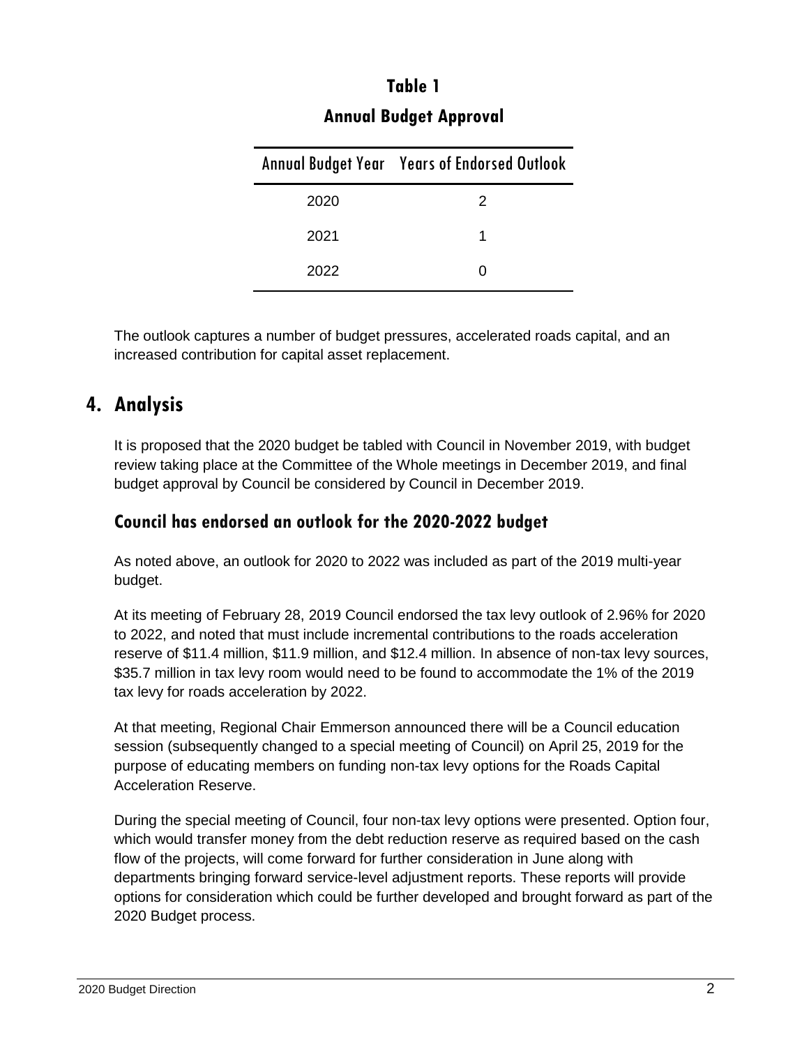**Table 1**

**Annual Budget Approval**

| Annual Budget Year | Years of Endorsed Outlook |
|---|---|
| 2020 | 2 |
| 2021 | 1 |
| 2022 | 0 |

The outlook captures a number of budget pressures, accelerated roads capital, and an increased contribution for capital asset replacement.

## 4. Analysis

It is proposed that the 2020 budget be tabled with Council in November 2019, with budget review taking place at the Committee of the Whole meetings in December 2019, and final budget approval by Council be considered by Council in December 2019.

### Council has endorsed an outlook for the 2020-2022 budget

As noted above, an outlook for 2020 to 2022 was included as part of the 2019 multi-year budget.

At its meeting of February 28, 2019 Council endorsed the tax levy outlook of 2.96% for 2020 to 2022, and noted that must include incremental contributions to the roads acceleration reserve of $11.4 million, $11.9 million, and $12.4 million. In absence of non-tax levy sources, $35.7 million in tax levy room would need to be found to accommodate the 1% of the 2019 tax levy for roads acceleration by 2022.

At that meeting, Regional Chair Emmerson announced there will be a Council education session (subsequently changed to a special meeting of Council) on April 25, 2019 for the purpose of educating members on funding non-tax levy options for the Roads Capital Acceleration Reserve.

During the special meeting of Council, four non-tax levy options were presented. Option four, which would transfer money from the debt reduction reserve as required based on the cash flow of the projects, will come forward for further consideration in June along with departments bringing forward service-level adjustment reports. These reports will provide options for consideration which could be further developed and brought forward as part of the 2020 Budget process.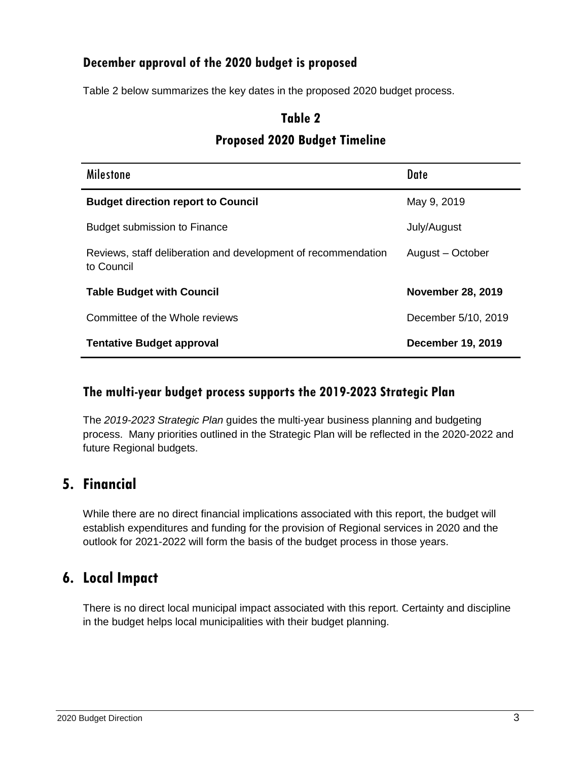### December approval of the 2020 budget is proposed

Table 2 below summarizes the key dates in the proposed 2020 budget process.

**Table 2**

**Proposed 2020 Budget Timeline**

| Milestone | Date |
| --- | --- |
| **Budget direction report to Council** | May 9, 2019 |
| Budget submission to Finance | July/August |
| Reviews, staff deliberation and development of recommendation to Council | August – October |
| **Table Budget with Council** | **November 28, 2019** |
| Committee of the Whole reviews | December 5/10, 2019 |
| **Tentative Budget approval** | **December 19, 2019** |

### The multi-year budget process supports the 2019-2023 Strategic Plan

The *2019-2023 Strategic Plan* guides the multi-year business planning and budgeting process. Many priorities outlined in the Strategic Plan will be reflected in the 2020-2022 and future Regional budgets.

## 5. Financial

While there are no direct financial implications associated with this report, the budget will establish expenditures and funding for the provision of Regional services in 2020 and the outlook for 2021-2022 will form the basis of the budget process in those years.

## 6. Local Impact

There is no direct local municipal impact associated with this report. Certainty and discipline in the budget helps local municipalities with their budget planning.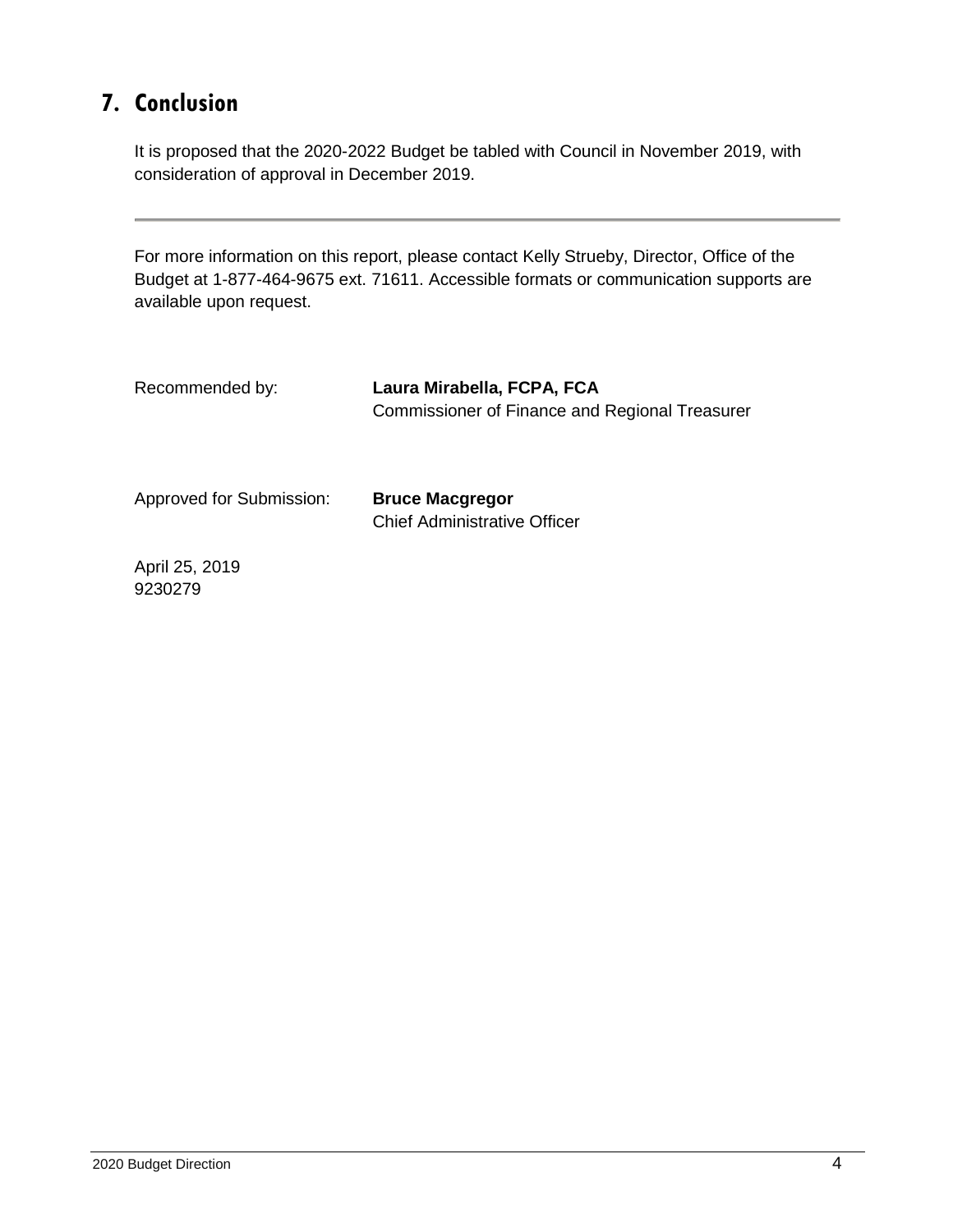## 7. Conclusion

It is proposed that the 2020-2022 Budget be tabled with Council in November 2019, with consideration of approval in December 2019.

---

For more information on this report, please contact Kelly Strueby, Director, Office of the Budget at 1-877-464-9675 ext. 71611. Accessible formats or communication supports are available upon request.

| | |
|---|---|
| Recommended by: | **Laura Mirabella, FCPA, FCA**<br>Commissioner of Finance and Regional Treasurer |
| Approved for Submission: | **Bruce Macgregor**<br>Chief Administrative Officer |

April 25, 2019
9230279